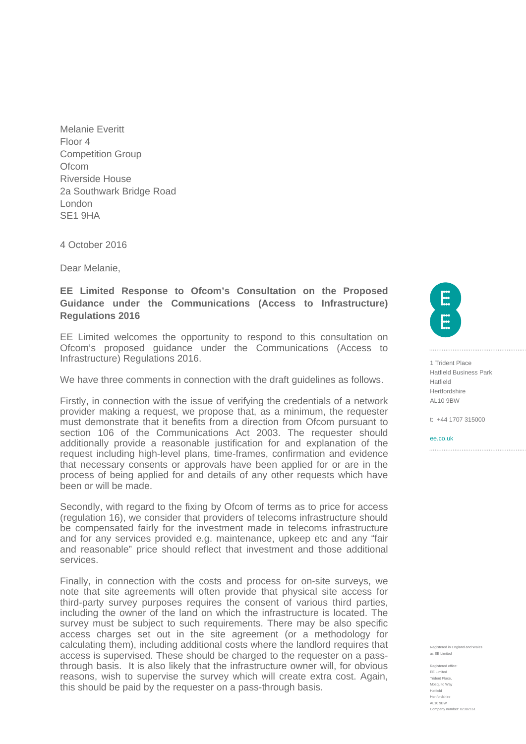Melanie Everitt
Floor 4
Competition Group
Ofcom
Riverside House
2a Southwark Bridge Road
London
SE1 9HA

4 October 2016

Dear Melanie,

**EE Limited Response to Ofcom's Consultation on the Proposed Guidance under the Communications (Access to Infrastructure) Regulations 2016**

EE Limited welcomes the opportunity to respond to this consultation on Ofcom's proposed guidance under the Communications (Access to Infrastructure) Regulations 2016.

We have three comments in connection with the draft guidelines as follows.

Firstly, in connection with the issue of verifying the credentials of a network provider making a request, we propose that, as a minimum, the requester must demonstrate that it benefits from a direction from Ofcom pursuant to section 106 of the Communications Act 2003. The requester should additionally provide a reasonable justification for and explanation of the request including high-level plans, time-frames, confirmation and evidence that necessary consents or approvals have been applied for or are in the process of being applied for and details of any other requests which have been or will be made.

Secondly, with regard to the fixing by Ofcom of terms as to price for access (regulation 16), we consider that providers of telecoms infrastructure should be compensated fairly for the investment made in telecoms infrastructure and for any services provided e.g. maintenance, upkeep etc and any "fair and reasonable" price should reflect that investment and those additional services.

Finally, in connection with the costs and process for on-site surveys, we note that site agreements will often provide that physical site access for third-party survey purposes requires the consent of various third parties, including the owner of the land on which the infrastructure is located. The survey must be subject to such requirements. There may be also specific access charges set out in the site agreement (or a methodology for calculating them), including additional costs where the landlord requires that access is supervised. These should be charged to the requester on a pass-through basis. It is also likely that the infrastructure owner will, for obvious reasons, wish to supervise the survey which will create extra cost. Again, this should be paid by the requester on a pass-through basis.

1 Trident Place
Hatfield Business Park
Hatfield
Hertfordshire
AL10 9BW

t: +44 1707 315000

ee.co.uk

Registered in England and Wales as EE Limited

Registered office:
EE Limited
Trident Place,
Mosquito Way
Hatfield
Hertfordshire
AL10 9BW
Company number: 02382161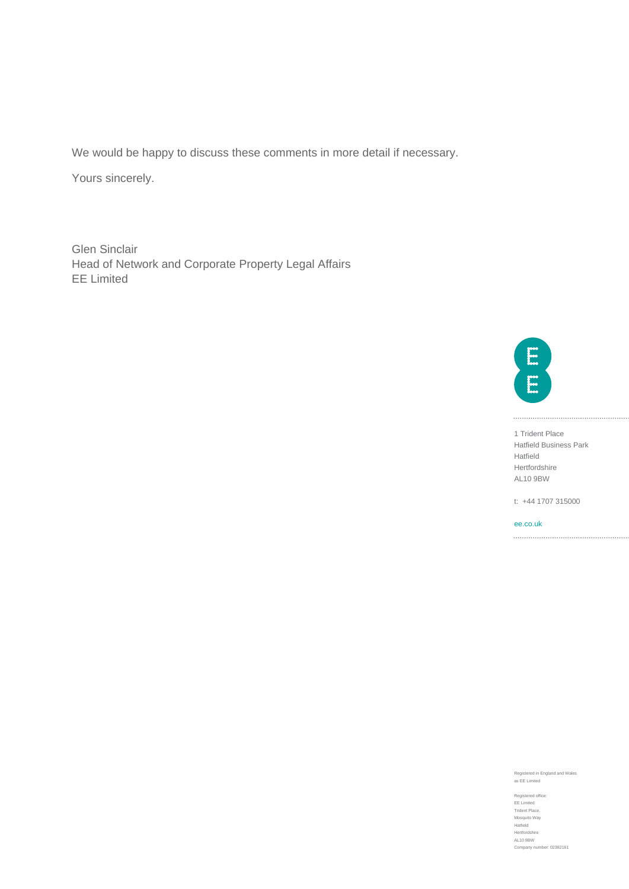We would be happy to discuss these comments in more detail if necessary.

Yours sincerely.

Glen Sinclair
Head of Network and Corporate Property Legal Affairs
EE Limited

1 Trident Place
Hatfield Business Park
Hatfield
Hertfordshire
AL10 9BW

t: +44 1707 315000

ee.co.uk

Registered in England and Wales
as EE Limited

Registered office:
EE Limited
Trident Place,
Mosquito Way
Hatfield
Hertfordshire
AL10 9BW
Company number: 02382161